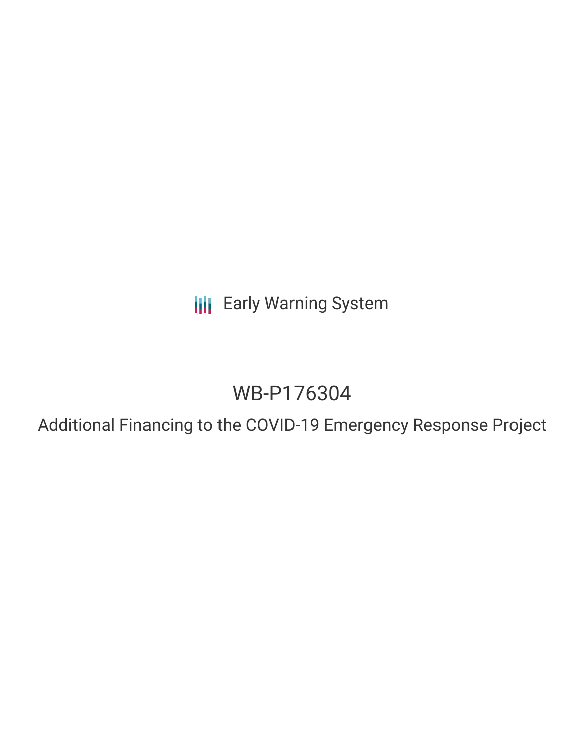Early Warning System

# WB-P176304

## Additional Financing to the COVID-19 Emergency Response Project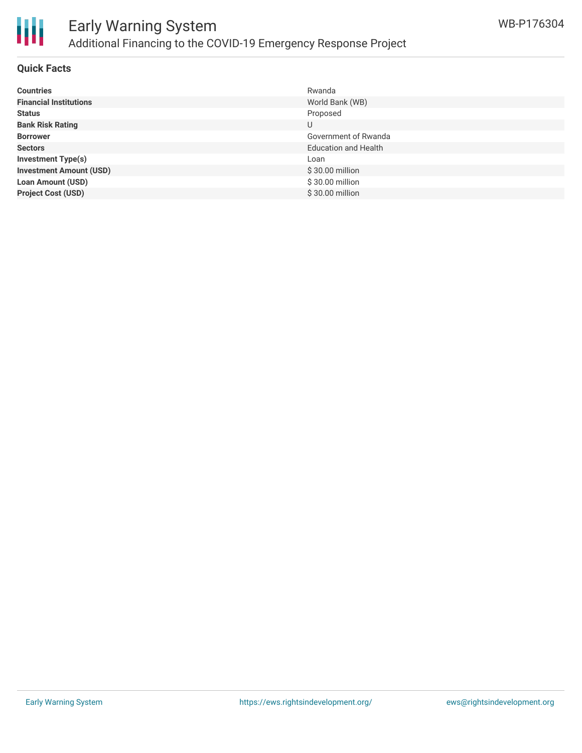## Quick Facts

| | |
|---|---|
| **Countries** | Rwanda |
| **Financial Institutions** | World Bank (WB) |
| **Status** | Proposed |
| **Bank Risk Rating** | U |
| **Borrower** | Government of Rwanda |
| **Sectors** | Education and Health |
| **Investment Type(s)** | Loan |
| **Investment Amount (USD)** | $ 30.00 million |
| **Loan Amount (USD)** | $ 30.00 million |
| **Project Cost (USD)** | $ 30.00 million |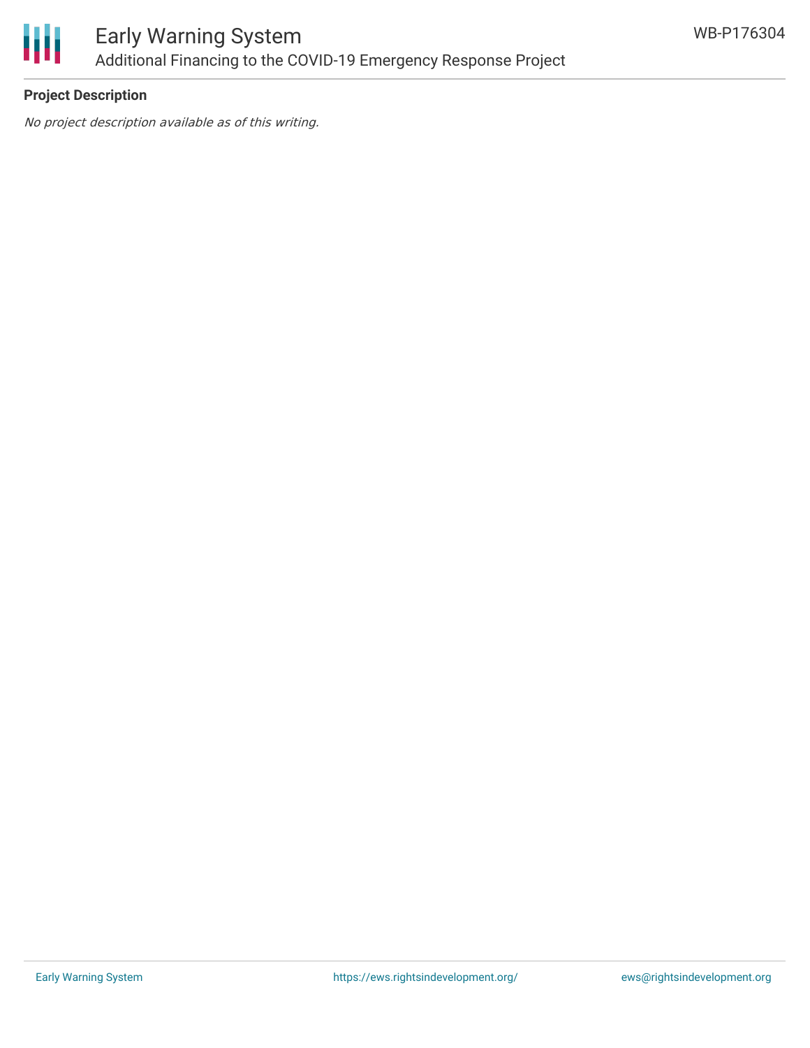**Project Description**

*No project description available as of this writing.*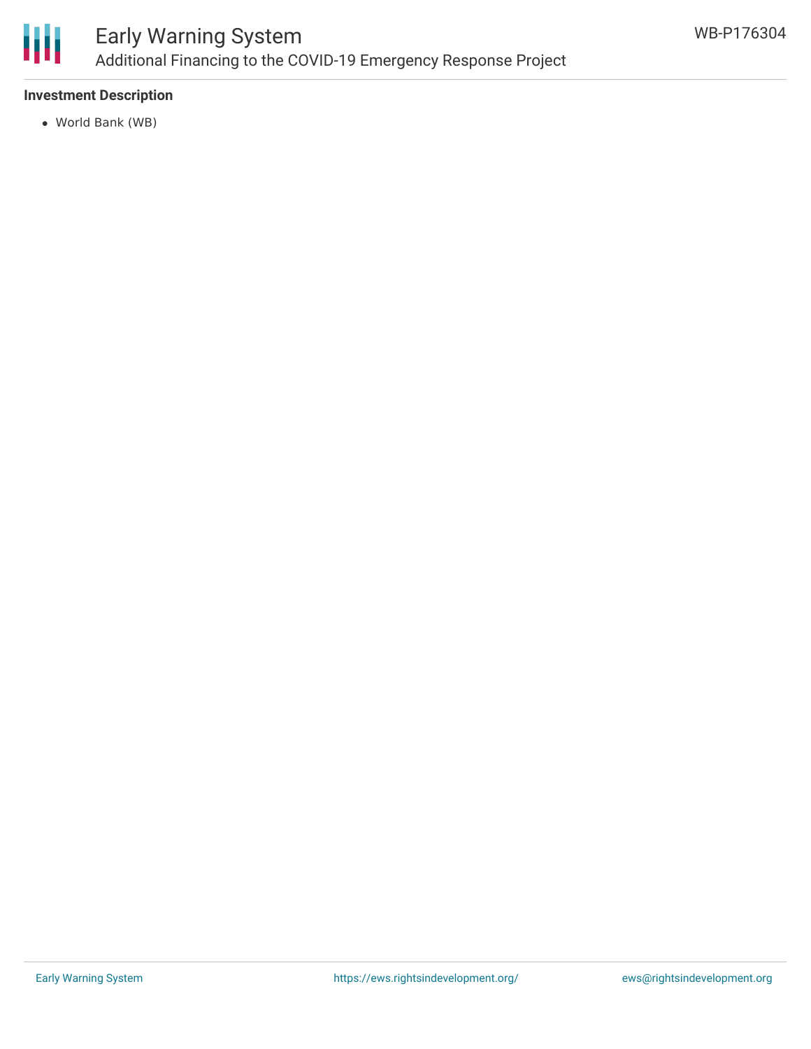### Investment Description

- World Bank (WB)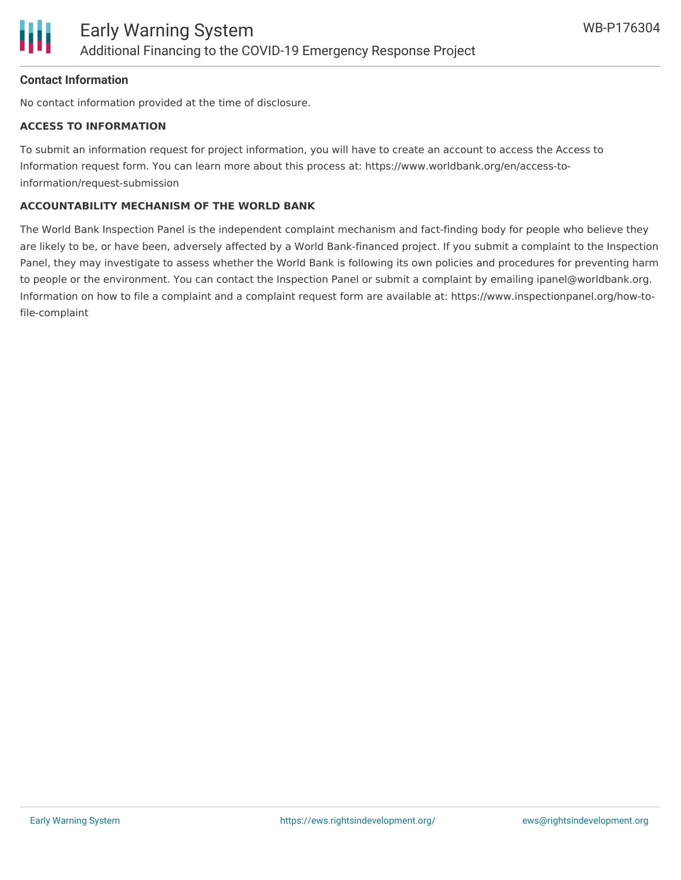## Contact Information

No contact information provided at the time of disclosure.

### ACCESS TO INFORMATION

To submit an information request for project information, you will have to create an account to access the Access to Information request form. You can learn more about this process at: https://www.worldbank.org/en/access-to-information/request-submission

### ACCOUNTABILITY MECHANISM OF THE WORLD BANK

The World Bank Inspection Panel is the independent complaint mechanism and fact-finding body for people who believe they are likely to be, or have been, adversely affected by a World Bank-financed project. If you submit a complaint to the Inspection Panel, they may investigate to assess whether the World Bank is following its own policies and procedures for preventing harm to people or the environment. You can contact the Inspection Panel or submit a complaint by emailing ipanel@worldbank.org. Information on how to file a complaint and a complaint request form are available at: https://www.inspectionpanel.org/how-to-file-complaint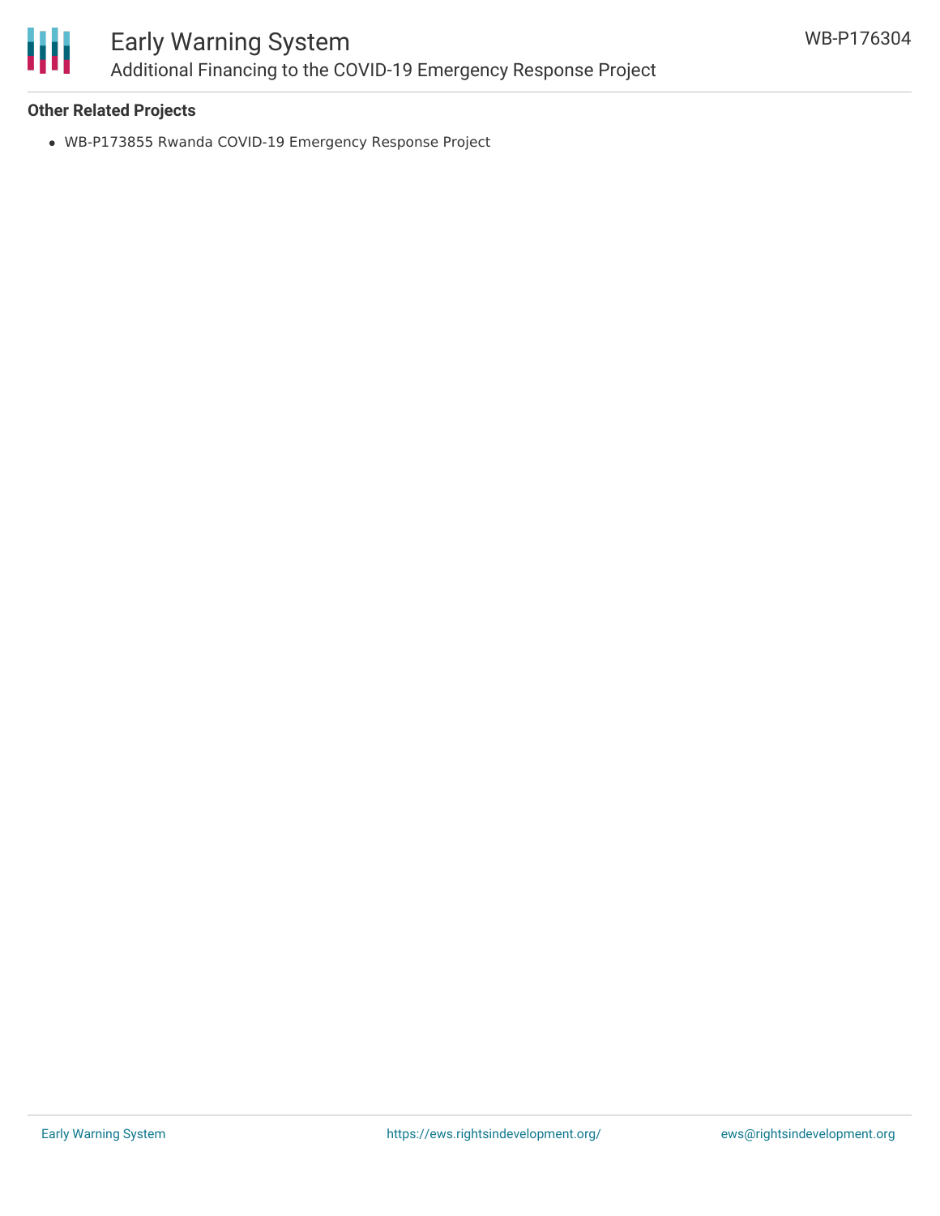### Other Related Projects

- WB-P173855 Rwanda COVID-19 Emergency Response Project